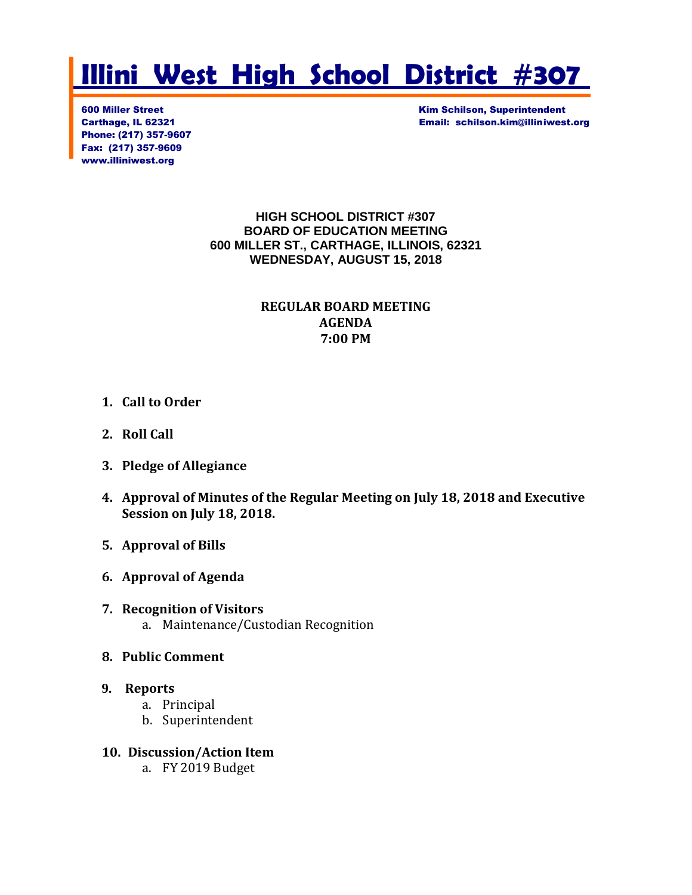# Illini West High School District #307

600 Miller Street
Carthage, IL 62321
Phone: (217) 357-9607
Fax: (217) 357-9609
www.illiniwest.org

Kim Schilson, Superintendent
Email: schilson.kim@illiniwest.org

**HIGH SCHOOL DISTRICT #307**
**BOARD OF EDUCATION MEETING**
**600 MILLER ST., CARTHAGE, ILLINOIS, 62321**
**WEDNESDAY, AUGUST 15, 2018**

**REGULAR BOARD MEETING**
**AGENDA**
**7:00 PM**

1. **Call to Order**
2. **Roll Call**
3. **Pledge of Allegiance**
4. **Approval of Minutes of the Regular Meeting on July 18, 2018 and Executive Session on July 18, 2018.**
5. **Approval of Bills**
6. **Approval of Agenda**
7. **Recognition of Visitors**
   a. Maintenance/Custodian Recognition
8. **Public Comment**
9. **Reports**
   a. Principal
   b. Superintendent
10. **Discussion/Action Item**
    a. FY 2019 Budget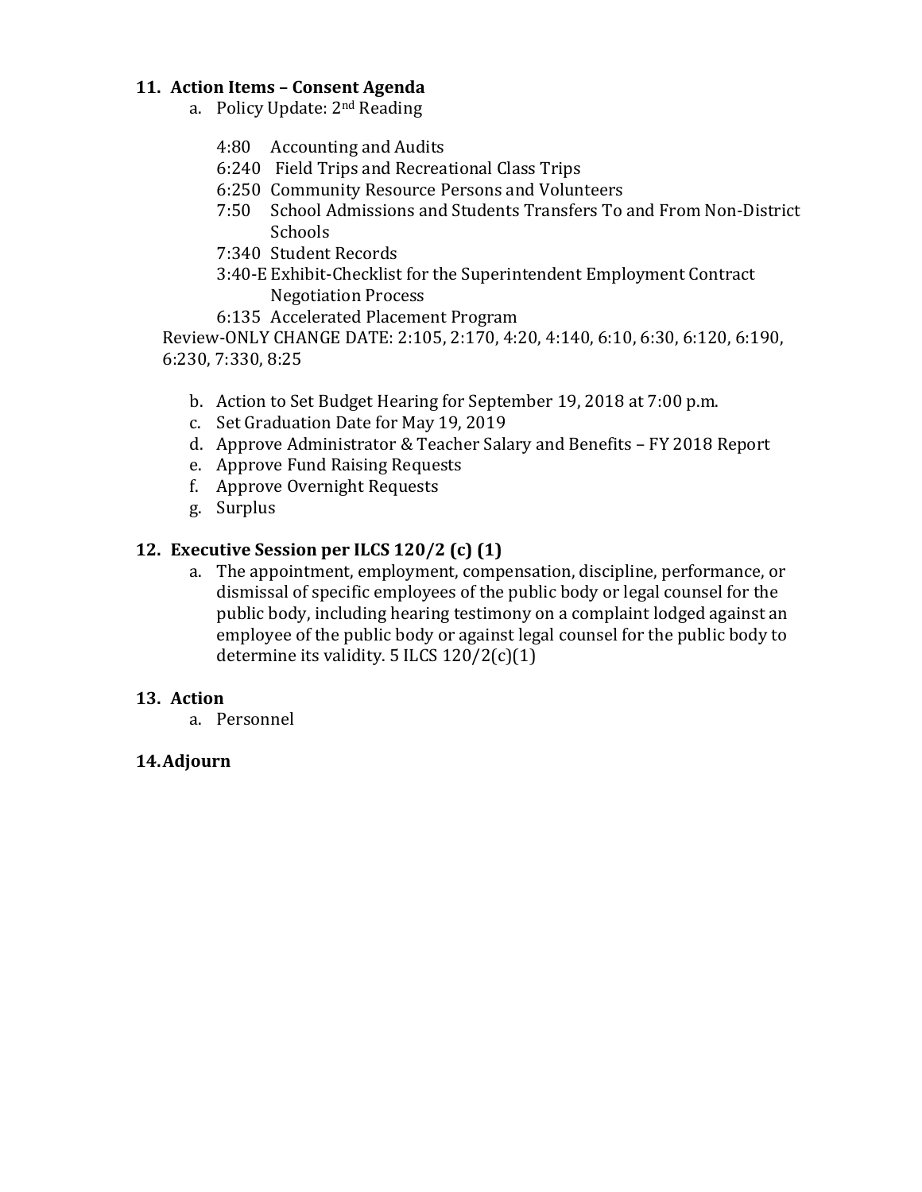**11. Action Items – Consent Agenda**

a. Policy Update: 2nd Reading

4:80 Accounting and Audits
6:240 Field Trips and Recreational Class Trips
6:250 Community Resource Persons and Volunteers
7:50 School Admissions and Students Transfers To and From Non-District Schools
7:340 Student Records
3:40-E Exhibit-Checklist for the Superintendent Employment Contract Negotiation Process
6:135 Accelerated Placement Program

Review-ONLY CHANGE DATE: 2:105, 2:170, 4:20, 4:140, 6:10, 6:30, 6:120, 6:190, 6:230, 7:330, 8:25

b. Action to Set Budget Hearing for September 19, 2018 at 7:00 p.m.
c. Set Graduation Date for May 19, 2019
d. Approve Administrator & Teacher Salary and Benefits – FY 2018 Report
e. Approve Fund Raising Requests
f. Approve Overnight Requests
g. Surplus

**12. Executive Session per ILCS 120/2 (c) (1)**

a. The appointment, employment, compensation, discipline, performance, or dismissal of specific employees of the public body or legal counsel for the public body, including hearing testimony on a complaint lodged against an employee of the public body or against legal counsel for the public body to determine its validity. 5 ILCS 120/2(c)(1)

**13. Action**

a. Personnel

**14. Adjourn**